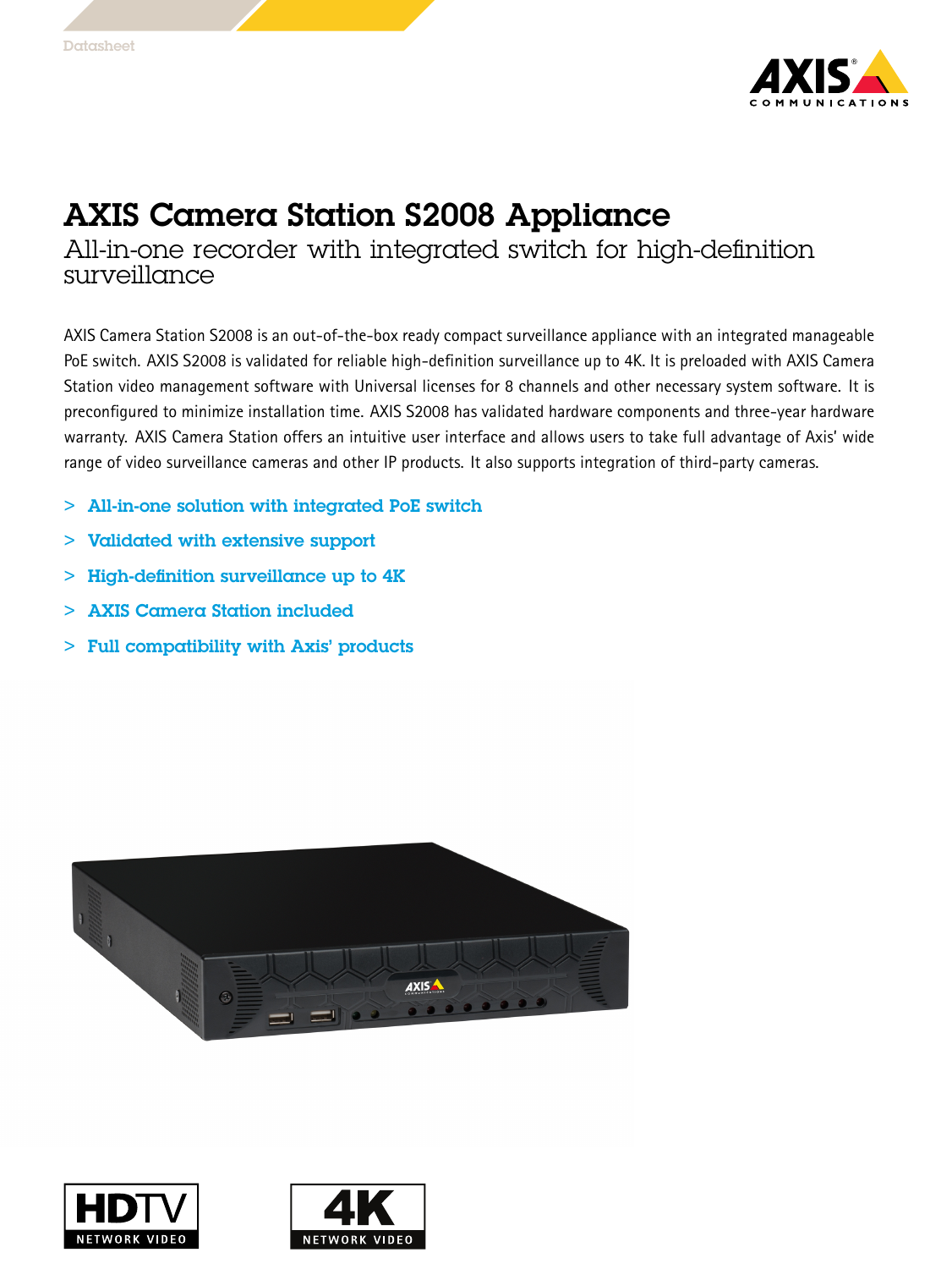Datasheet

# AXIS Camera Station S2008 Appliance

## All-in-one recorder with integrated switch for high-definition surveillance

AXIS Camera Station S2008 is an out-of-the-box ready compact surveillance appliance with an integrated manageable PoE switch. AXIS S2008 is validated for reliable high-definition surveillance up to 4K. It is preloaded with AXIS Camera Station video management software with Universal licenses for 8 channels and other necessary system software. It is preconfigured to minimize installation time. AXIS S2008 has validated hardware components and three-year hardware warranty. AXIS Camera Station offers an intuitive user interface and allows users to take full advantage of Axis' wide range of video surveillance cameras and other IP products. It also supports integration of third-party cameras.

- **All-in-one solution with integrated PoE switch**
- **Validated with extensive support**
- **High-definition surveillance up to 4K**
- **AXIS Camera Station included**
- **Full compatibility with Axis' products**

HDTV NETWORK VIDEO

4K NETWORK VIDEO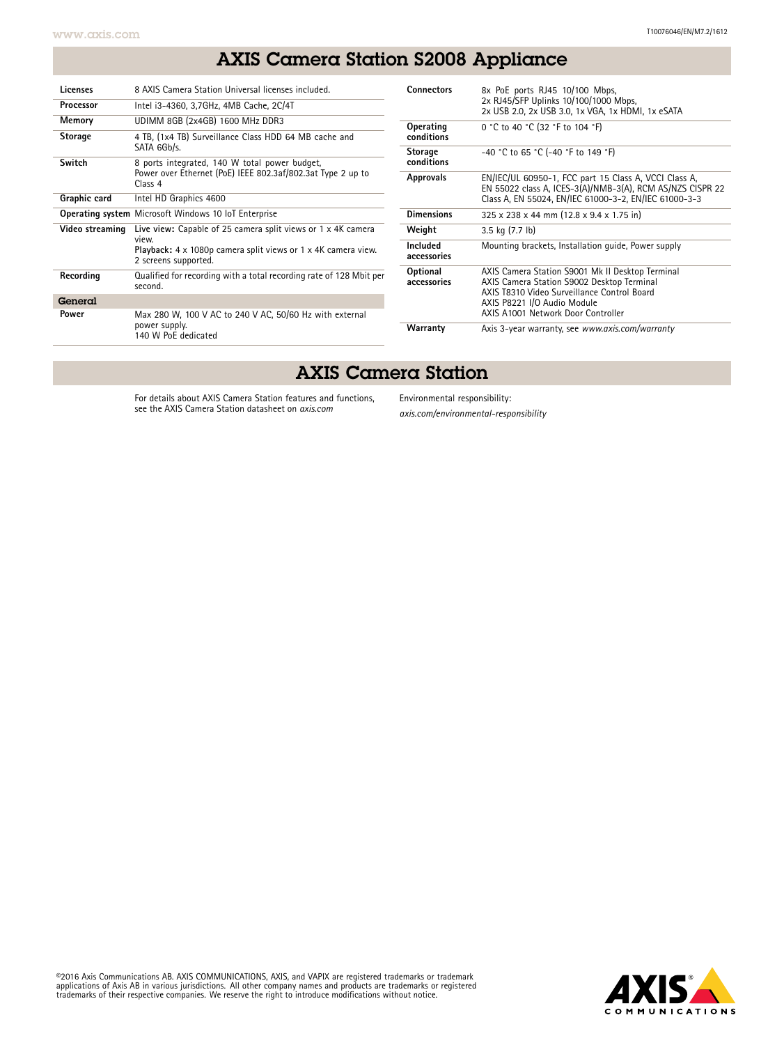# AXIS Camera Station S2008 Appliance

| | |
|---|---|
| **Licenses** | 8 AXIS Camera Station Universal licenses included. |
| **Processor** | Intel i3-4360, 3,7GHz, 4MB Cache, 2C/4T |
| **Memory** | UDIMM 8GB (2x4GB) 1600 MHz DDR3 |
| **Storage** | 4 TB, (1x4 TB) Surveillance Class HDD 64 MB cache and SATA 6Gb/s. |
| **Switch** | 8 ports integrated, 140 W total power budget, Power over Ethernet (PoE) IEEE 802.3af/802.3at Type 2 up to Class 4 |
| **Graphic card** | Intel HD Graphics 4600 |
| **Operating system** | Microsoft Windows 10 IoT Enterprise |
| **Video streaming** | **Live view:** Capable of 25 camera split views or 1 x 4K camera view.<br>**Playback:** 4 x 1080p camera split views or 1 x 4K camera view. 2 screens supported. |
| **Recording** | Qualified for recording with a total recording rate of 128 Mbit per second. |

## General

| | |
|---|---|
| **Power** | Max 280 W, 100 V AC to 240 V AC, 50/60 Hz with external power supply.<br>140 W PoE dedicated |
| **Connectors** | 8x PoE ports RJ45 10/100 Mbps,<br>2x RJ45/SFP Uplinks 10/100/1000 Mbps,<br>2x USB 2.0, 2x USB 3.0, 1x VGA, 1x HDMI, 1x eSATA |
| **Operating conditions** | 0 °C to 40 °C (32 °F to 104 °F) |
| **Storage conditions** | -40 °C to 65 °C (-40 °F to 149 °F) |
| **Approvals** | EN/IEC/UL 60950-1, FCC part 15 Class A, VCCI Class A, EN 55022 class A, ICES-3(A)/NMB-3(A), RCM AS/NZS CISPR 22 Class A, EN 55024, EN/IEC 61000-3-2, EN/IEC 61000-3-3 |
| **Dimensions** | 325 x 238 x 44 mm (12.8 x 9.4 x 1.75 in) |
| **Weight** | 3.5 kg (7.7 lb) |
| **Included accessories** | Mounting brackets, Installation guide, Power supply |
| **Optional accessories** | AXIS Camera Station S9001 Mk II Desktop Terminal<br>AXIS Camera Station S9002 Desktop Terminal<br>AXIS T8310 Video Surveillance Control Board<br>AXIS P8221 I/O Audio Module<br>AXIS A1001 Network Door Controller |
| **Warranty** | Axis 3-year warranty, see *www.axis.com/warranty* |

# AXIS Camera Station

For details about AXIS Camera Station features and functions, see the AXIS Camera Station datasheet on *axis.com*

Environmental responsibility:

*axis.com/environmental-responsibility*

©2016 Axis Communications AB. AXIS COMMUNICATIONS, AXIS, and VAPIX are registered trademarks or trademark applications of Axis AB in various jurisdictions. All other company names and products are trademarks or registered trademarks of their respective companies. We reserve the right to introduce modifications without notice.